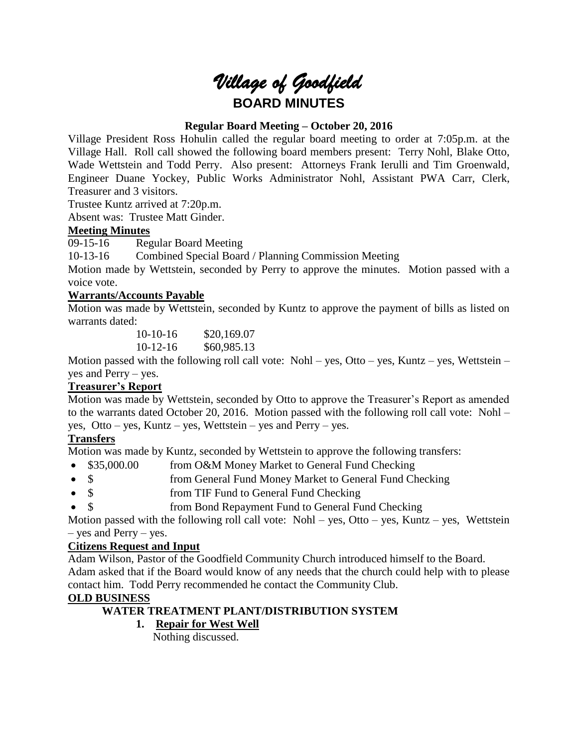# *Village of Goodfield*

## BOARD MINUTES

**Regular Board Meeting – October 20, 2016**

Village President Ross Hohulin called the regular board meeting to order at 7:05p.m. at the Village Hall. Roll call showed the following board members present: Terry Nohl, Blake Otto, Wade Wettstein and Todd Perry. Also present: Attorneys Frank Ierulli and Tim Groenwald, Engineer Duane Yockey, Public Works Administrator Nohl, Assistant PWA Carr, Clerk, Treasurer and 3 visitors.

Trustee Kuntz arrived at 7:20p.m.

Absent was: Trustee Matt Ginder.

**Meeting Minutes**

09-15-16 Regular Board Meeting

10-13-16 Combined Special Board / Planning Commission Meeting

Motion made by Wettstein, seconded by Perry to approve the minutes. Motion passed with a voice vote.

**Warrants/Accounts Payable**

Motion was made by Wettstein, seconded by Kuntz to approve the payment of bills as listed on warrants dated:

10-10-16 $20,169.07

10-12-16 $60,985.13

Motion passed with the following roll call vote: Nohl – yes, Otto – yes, Kuntz – yes, Wettstein – yes and Perry – yes.

**Treasurer's Report**

Motion was made by Wettstein, seconded by Otto to approve the Treasurer's Report as amended to the warrants dated October 20, 2016. Motion passed with the following roll call vote: Nohl – yes, Otto – yes, Kuntz – yes, Wettstein – yes and Perry – yes.

**Transfers**

Motion was made by Kuntz, seconded by Wettstein to approve the following transfers:

- $35,000.00 from O&M Money Market to General Fund Checking
- $ from General Fund Money Market to General Fund Checking
- $ from TIF Fund to General Fund Checking
- $ from Bond Repayment Fund to General Fund Checking

Motion passed with the following roll call vote: Nohl – yes, Otto – yes, Kuntz – yes, Wettstein – yes and Perry – yes.

**Citizens Request and Input**

Adam Wilson, Pastor of the Goodfield Community Church introduced himself to the Board. Adam asked that if the Board would know of any needs that the church could help with to please contact him. Todd Perry recommended he contact the Community Club.

**OLD BUSINESS**

**WATER TREATMENT PLANT/DISTRIBUTION SYSTEM**

1. **Repair for West Well**

   Nothing discussed.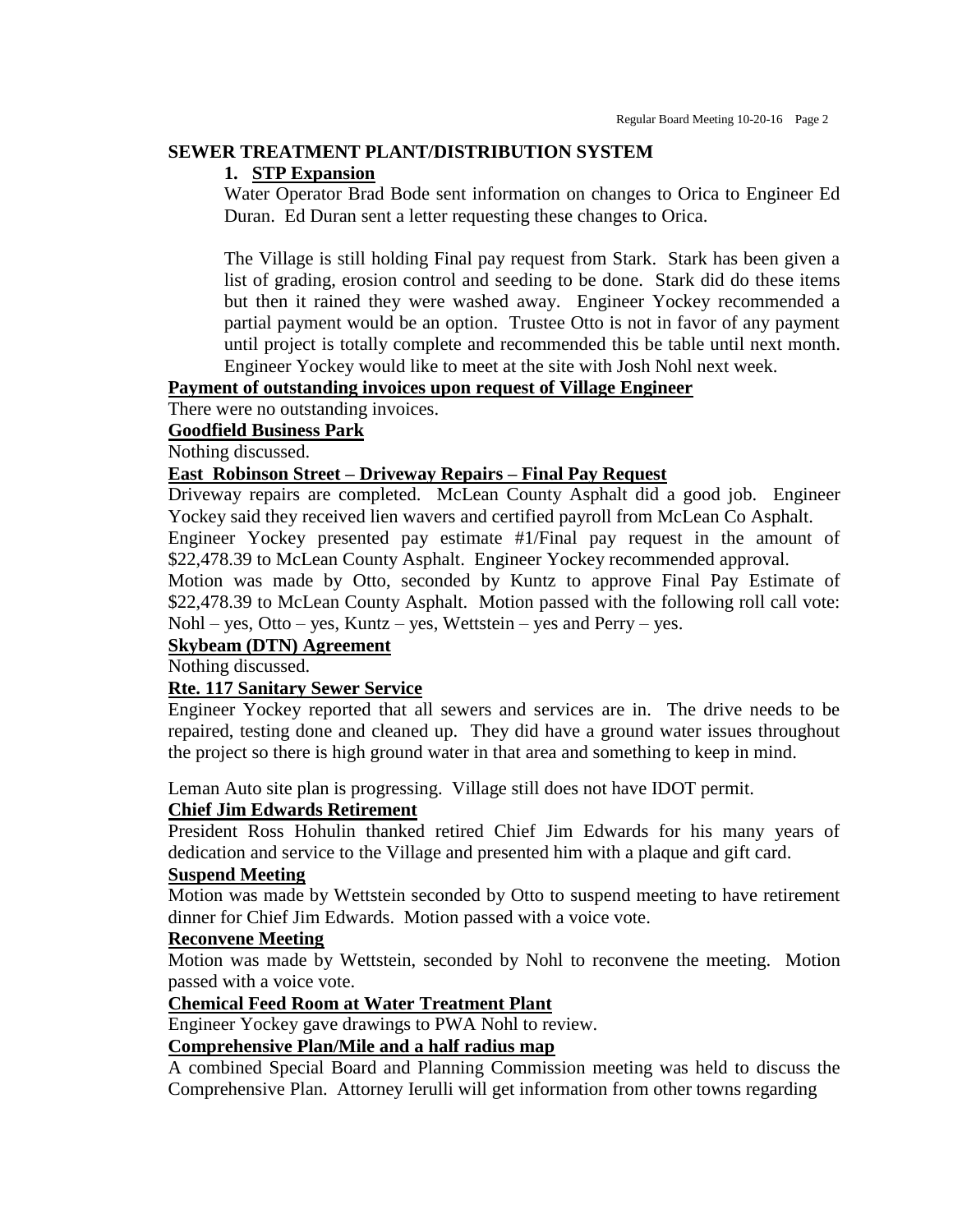## SEWER TREATMENT PLANT/DISTRIBUTION SYSTEM

1. **STP Expansion**

   Water Operator Brad Bode sent information on changes to Orica to Engineer Ed Duran. Ed Duran sent a letter requesting these changes to Orica.

   The Village is still holding Final pay request from Stark. Stark has been given a list of grading, erosion control and seeding to be done. Stark did do these items but then it rained they were washed away. Engineer Yockey recommended a partial payment would be an option. Trustee Otto is not in favor of any payment until project is totally complete and recommended this be table until next month. Engineer Yockey would like to meet at the site with Josh Nohl next week.

**Payment of outstanding invoices upon request of Village Engineer**

There were no outstanding invoices.

**Goodfield Business Park**

Nothing discussed.

**East Robinson Street – Driveway Repairs – Final Pay Request**

Driveway repairs are completed. McLean County Asphalt did a good job. Engineer Yockey said they received lien wavers and certified payroll from McLean Co Asphalt.

Engineer Yockey presented pay estimate #1/Final pay request in the amount of $22,478.39 to McLean County Asphalt. Engineer Yockey recommended approval.

Motion was made by Otto, seconded by Kuntz to approve Final Pay Estimate of $22,478.39 to McLean County Asphalt. Motion passed with the following roll call vote: Nohl – yes, Otto – yes, Kuntz – yes, Wettstein – yes and Perry – yes.

**Skybeam (DTN) Agreement**

Nothing discussed.

**Rte. 117 Sanitary Sewer Service**

Engineer Yockey reported that all sewers and services are in. The drive needs to be repaired, testing done and cleaned up. They did have a ground water issues throughout the project so there is high ground water in that area and something to keep in mind.

Leman Auto site plan is progressing. Village still does not have IDOT permit.

**Chief Jim Edwards Retirement**

President Ross Hohulin thanked retired Chief Jim Edwards for his many years of dedication and service to the Village and presented him with a plaque and gift card.

**Suspend Meeting**

Motion was made by Wettstein seconded by Otto to suspend meeting to have retirement dinner for Chief Jim Edwards. Motion passed with a voice vote.

**Reconvene Meeting**

Motion was made by Wettstein, seconded by Nohl to reconvene the meeting. Motion passed with a voice vote.

**Chemical Feed Room at Water Treatment Plant**

Engineer Yockey gave drawings to PWA Nohl to review.

**Comprehensive Plan/Mile and a half radius map**

A combined Special Board and Planning Commission meeting was held to discuss the Comprehensive Plan. Attorney Ierulli will get information from other towns regarding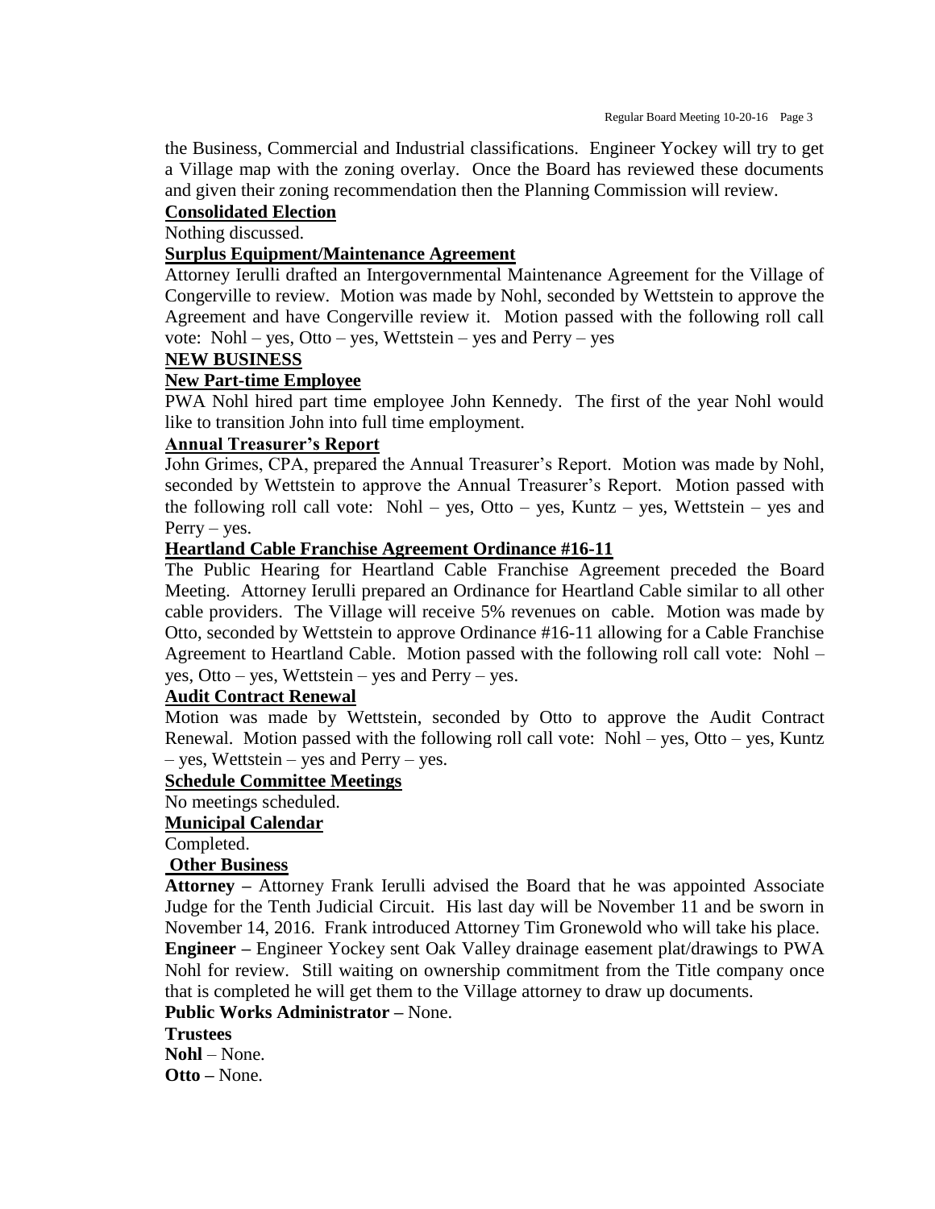the Business, Commercial and Industrial classifications. Engineer Yockey will try to get a Village map with the zoning overlay. Once the Board has reviewed these documents and given their zoning recommendation then the Planning Commission will review.

**Consolidated Election**

Nothing discussed.

**Surplus Equipment/Maintenance Agreement**

Attorney Ierulli drafted an Intergovernmental Maintenance Agreement for the Village of Congerville to review. Motion was made by Nohl, seconded by Wettstein to approve the Agreement and have Congerville review it. Motion passed with the following roll call vote: Nohl – yes, Otto – yes, Wettstein – yes and Perry – yes

**NEW BUSINESS**

**New Part-time Employee**

PWA Nohl hired part time employee John Kennedy. The first of the year Nohl would like to transition John into full time employment.

**Annual Treasurer's Report**

John Grimes, CPA, prepared the Annual Treasurer's Report. Motion was made by Nohl, seconded by Wettstein to approve the Annual Treasurer's Report. Motion passed with the following roll call vote: Nohl – yes, Otto – yes, Kuntz – yes, Wettstein – yes and Perry – yes.

**Heartland Cable Franchise Agreement Ordinance #16-11**

The Public Hearing for Heartland Cable Franchise Agreement preceded the Board Meeting. Attorney Ierulli prepared an Ordinance for Heartland Cable similar to all other cable providers. The Village will receive 5% revenues on cable. Motion was made by Otto, seconded by Wettstein to approve Ordinance #16-11 allowing for a Cable Franchise Agreement to Heartland Cable. Motion passed with the following roll call vote: Nohl – yes, Otto – yes, Wettstein – yes and Perry – yes.

**Audit Contract Renewal**

Motion was made by Wettstein, seconded by Otto to approve the Audit Contract Renewal. Motion passed with the following roll call vote: Nohl – yes, Otto – yes, Kuntz – yes, Wettstein – yes and Perry – yes.

**Schedule Committee Meetings**

No meetings scheduled.

**Municipal Calendar**

Completed.

**Other Business**

**Attorney –** Attorney Frank Ierulli advised the Board that he was appointed Associate Judge for the Tenth Judicial Circuit. His last day will be November 11 and be sworn in November 14, 2016. Frank introduced Attorney Tim Gronewold who will take his place.

**Engineer –** Engineer Yockey sent Oak Valley drainage easement plat/drawings to PWA Nohl for review. Still waiting on ownership commitment from the Title company once that is completed he will get them to the Village attorney to draw up documents.

**Public Works Administrator –** None.

**Trustees**

**Nohl** – None.

**Otto –** None.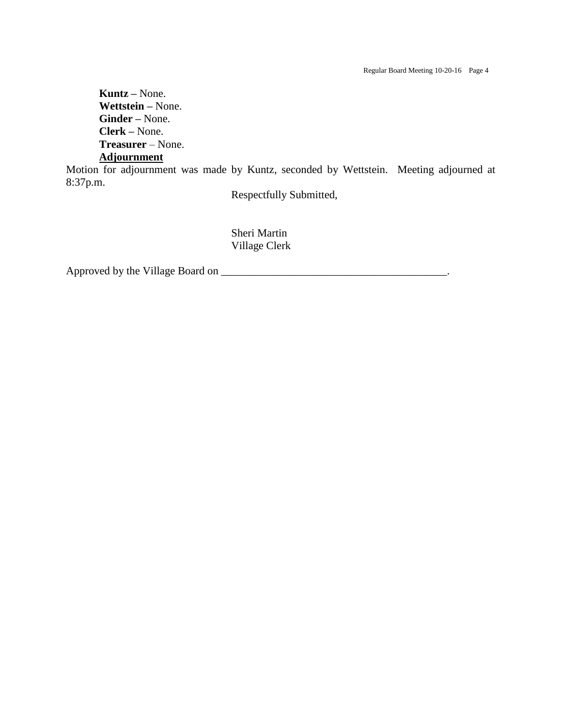**Kuntz –** None.
**Wettstein –** None.
**Ginder –** None.
**Clerk –** None.
**Treasurer** – None.

**Adjournment**

Motion for adjournment was made by Kuntz, seconded by Wettstein. Meeting adjourned at 8:37p.m.

Respectfully Submitted,

Sheri Martin
Village Clerk

Approved by the Village Board on ________________________________________.